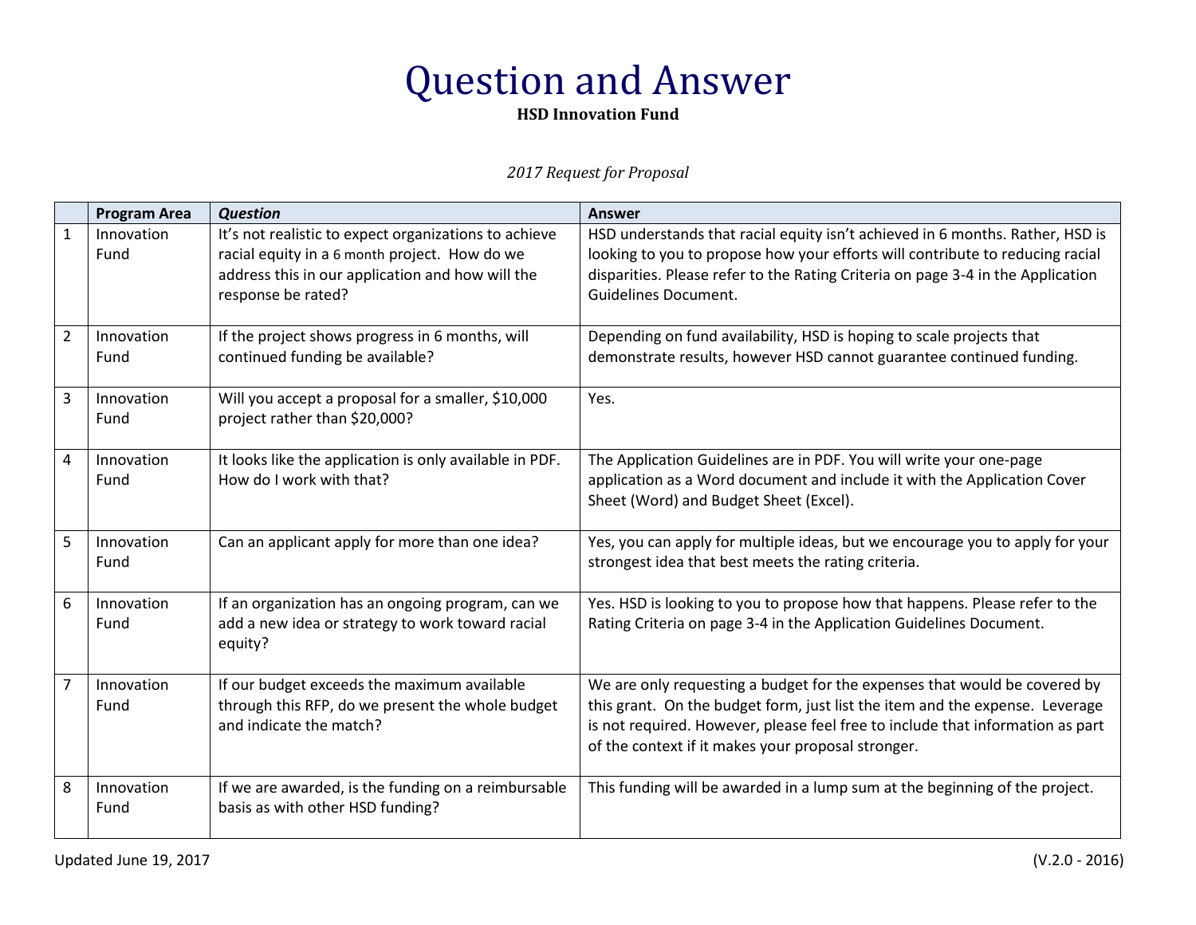# Question and Answer

**HSD Innovation Fund**

*2017 Request for Proposal*

| | Program Area | *Question* | Answer |
|---|---|---|---|
| 1 | Innovation Fund | It's not realistic to expect organizations to achieve racial equity in a 6 month project. How do we address this in our application and how will the response be rated? | HSD understands that racial equity isn't achieved in 6 months. Rather, HSD is looking to you to propose how your efforts will contribute to reducing racial disparities. Please refer to the Rating Criteria on page 3-4 in the Application Guidelines Document. |
| 2 | Innovation Fund | If the project shows progress in 6 months, will continued funding be available? | Depending on fund availability, HSD is hoping to scale projects that demonstrate results, however HSD cannot guarantee continued funding. |
| 3 | Innovation Fund | Will you accept a proposal for a smaller, $10,000 project rather than $20,000? | Yes. |
| 4 | Innovation Fund | It looks like the application is only available in PDF. How do I work with that? | The Application Guidelines are in PDF. You will write your one-page application as a Word document and include it with the Application Cover Sheet (Word) and Budget Sheet (Excel). |
| 5 | Innovation Fund | Can an applicant apply for more than one idea? | Yes, you can apply for multiple ideas, but we encourage you to apply for your strongest idea that best meets the rating criteria. |
| 6 | Innovation Fund | If an organization has an ongoing program, can we add a new idea or strategy to work toward racial equity? | Yes. HSD is looking to you to propose how that happens. Please refer to the Rating Criteria on page 3-4 in the Application Guidelines Document. |
| 7 | Innovation Fund | If our budget exceeds the maximum available through this RFP, do we present the whole budget and indicate the match? | We are only requesting a budget for the expenses that would be covered by this grant. On the budget form, just list the item and the expense. Leverage is not required. However, please feel free to include that information as part of the context if it makes your proposal stronger. |
| 8 | Innovation Fund | If we are awarded, is the funding on a reimbursable basis as with other HSD funding? | This funding will be awarded in a lump sum at the beginning of the project. |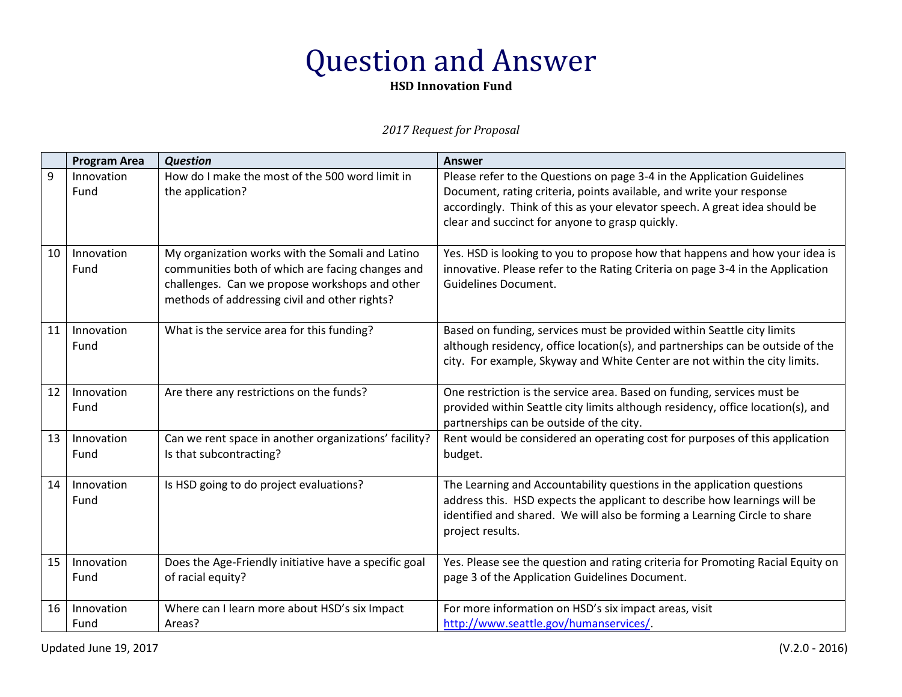# Question and Answer

**HSD Innovation Fund**

*2017 Request for Proposal*

| | Program Area | *Question* | Answer |
|---|---|---|---|
| 9 | Innovation Fund | How do I make the most of the 500 word limit in the application? | Please refer to the Questions on page 3-4 in the Application Guidelines Document, rating criteria, points available, and write your response accordingly. Think of this as your elevator speech. A great idea should be clear and succinct for anyone to grasp quickly. |
| 10 | Innovation Fund | My organization works with the Somali and Latino communities both of which are facing changes and challenges. Can we propose workshops and other methods of addressing civil and other rights? | Yes. HSD is looking to you to propose how that happens and how your idea is innovative. Please refer to the Rating Criteria on page 3-4 in the Application Guidelines Document. |
| 11 | Innovation Fund | What is the service area for this funding? | Based on funding, services must be provided within Seattle city limits although residency, office location(s), and partnerships can be outside of the city. For example, Skyway and White Center are not within the city limits. |
| 12 | Innovation Fund | Are there any restrictions on the funds? | One restriction is the service area. Based on funding, services must be provided within Seattle city limits although residency, office location(s), and partnerships can be outside of the city. |
| 13 | Innovation Fund | Can we rent space in another organizations' facility? Is that subcontracting? | Rent would be considered an operating cost for purposes of this application budget. |
| 14 | Innovation Fund | Is HSD going to do project evaluations? | The Learning and Accountability questions in the application questions address this. HSD expects the applicant to describe how learnings will be identified and shared. We will also be forming a Learning Circle to share project results. |
| 15 | Innovation Fund | Does the Age-Friendly initiative have a specific goal of racial equity? | Yes. Please see the question and rating criteria for Promoting Racial Equity on page 3 of the Application Guidelines Document. |
| 16 | Innovation Fund | Where can I learn more about HSD's six Impact Areas? | For more information on HSD's six impact areas, visit http://www.seattle.gov/humanservices/. |

Updated June 19, 2017 (V.2.0 - 2016)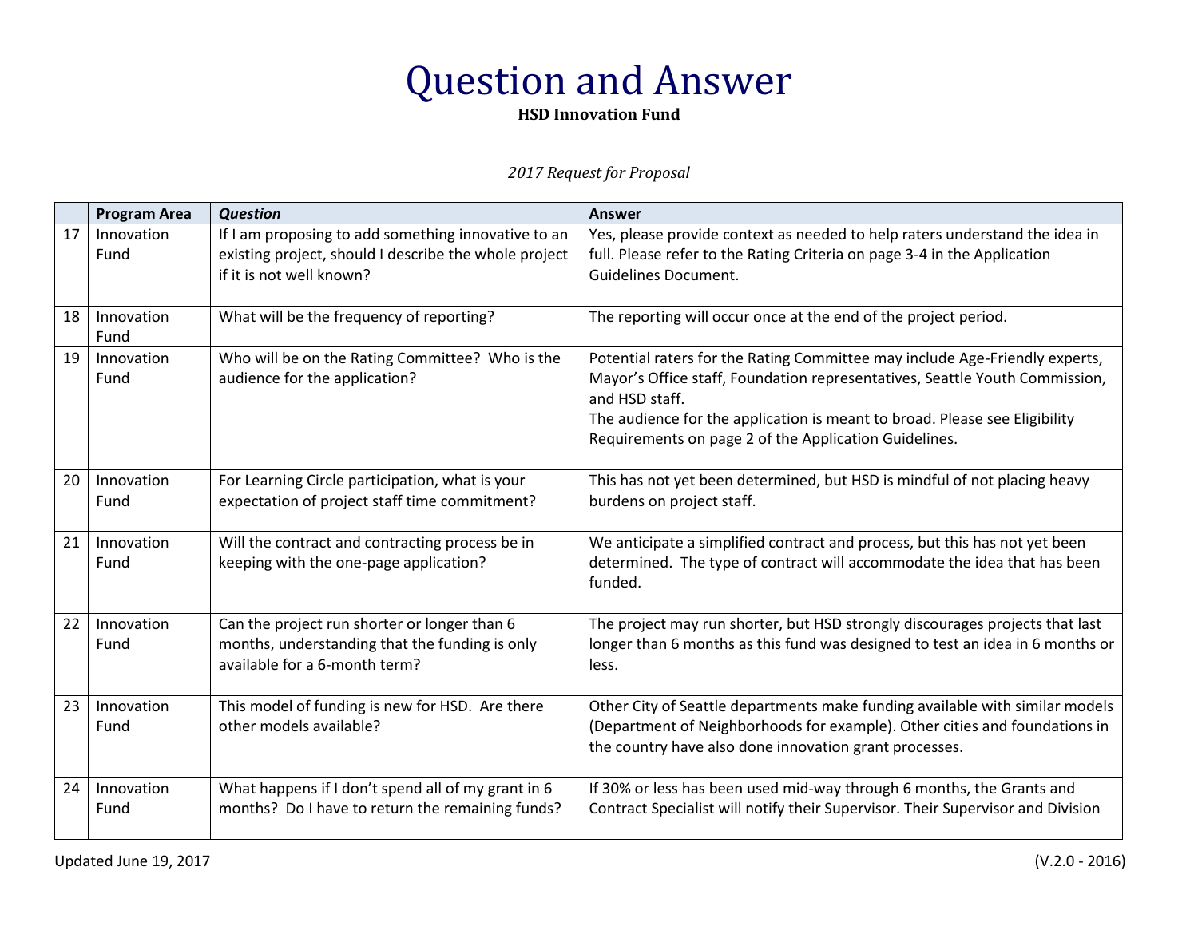# Question and Answer

**HSD Innovation Fund**

*2017 Request for Proposal*

| | Program Area | *Question* | Answer |
|---|---|---|---|
| 17 | Innovation Fund | If I am proposing to add something innovative to an existing project, should I describe the whole project if it is not well known? | Yes, please provide context as needed to help raters understand the idea in full. Please refer to the Rating Criteria on page 3-4 in the Application Guidelines Document. |
| 18 | Innovation Fund | What will be the frequency of reporting? | The reporting will occur once at the end of the project period. |
| 19 | Innovation Fund | Who will be on the Rating Committee? Who is the audience for the application? | Potential raters for the Rating Committee may include Age-Friendly experts, Mayor's Office staff, Foundation representatives, Seattle Youth Commission, and HSD staff.<br>The audience for the application is meant to broad. Please see Eligibility Requirements on page 2 of the Application Guidelines. |
| 20 | Innovation Fund | For Learning Circle participation, what is your expectation of project staff time commitment? | This has not yet been determined, but HSD is mindful of not placing heavy burdens on project staff. |
| 21 | Innovation Fund | Will the contract and contracting process be in keeping with the one-page application? | We anticipate a simplified contract and process, but this has not yet been determined. The type of contract will accommodate the idea that has been funded. |
| 22 | Innovation Fund | Can the project run shorter or longer than 6 months, understanding that the funding is only available for a 6-month term? | The project may run shorter, but HSD strongly discourages projects that last longer than 6 months as this fund was designed to test an idea in 6 months or less. |
| 23 | Innovation Fund | This model of funding is new for HSD. Are there other models available? | Other City of Seattle departments make funding available with similar models (Department of Neighborhoods for example). Other cities and foundations in the country have also done innovation grant processes. |
| 24 | Innovation Fund | What happens if I don't spend all of my grant in 6 months? Do I have to return the remaining funds? | If 30% or less has been used mid-way through 6 months, the Grants and Contract Specialist will notify their Supervisor. Their Supervisor and Division |

Updated June 19, 2017 (V.2.0 - 2016)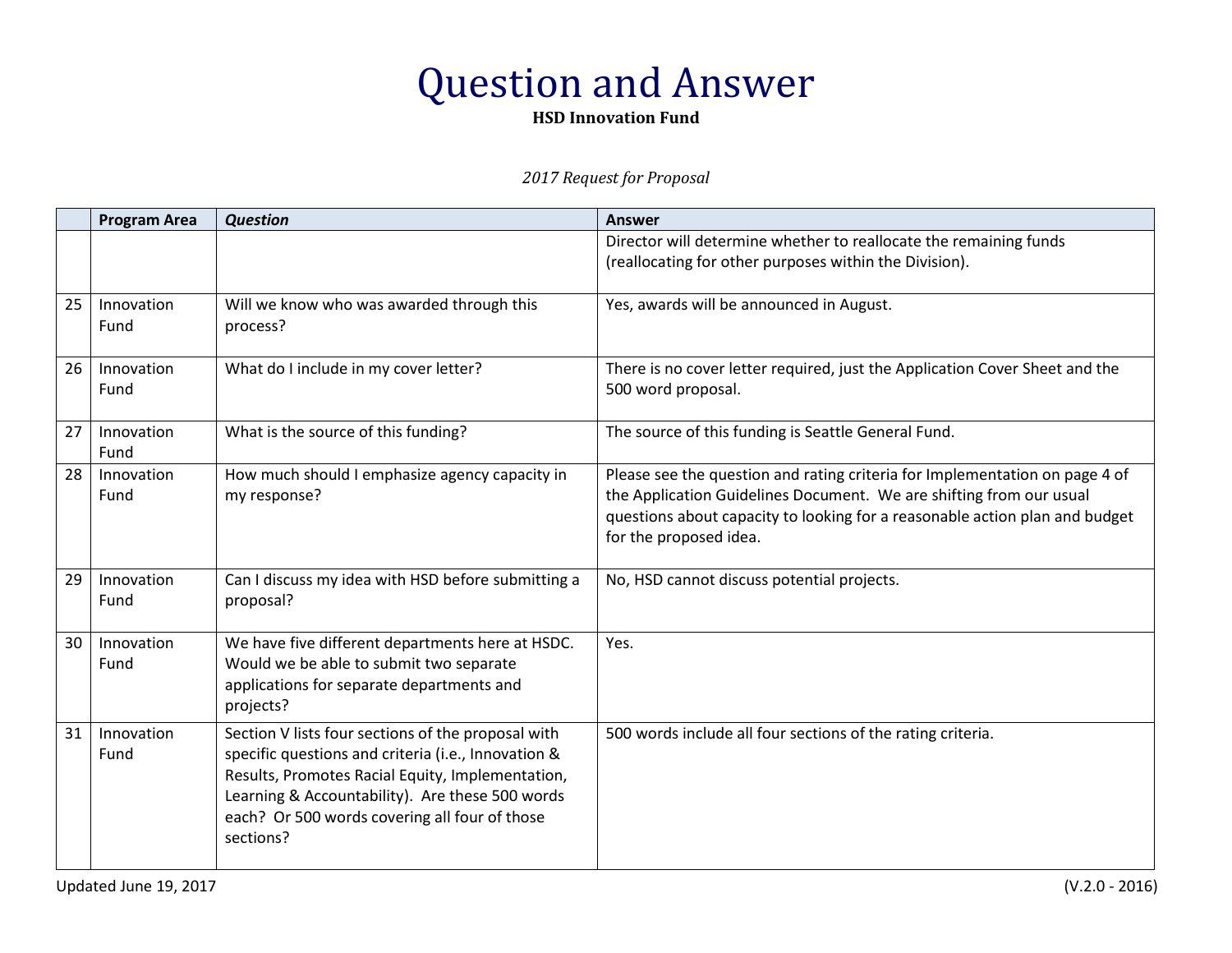# Question and Answer

**HSD Innovation Fund**

*2017 Request for Proposal*

| | Program Area | *Question* | Answer |
|---|---|---|---|
| | | | Director will determine whether to reallocate the remaining funds (reallocating for other purposes within the Division). |
| 25 | Innovation Fund | Will we know who was awarded through this process? | Yes, awards will be announced in August. |
| 26 | Innovation Fund | What do I include in my cover letter? | There is no cover letter required, just the Application Cover Sheet and the 500 word proposal. |
| 27 | Innovation Fund | What is the source of this funding? | The source of this funding is Seattle General Fund. |
| 28 | Innovation Fund | How much should I emphasize agency capacity in my response? | Please see the question and rating criteria for Implementation on page 4 of the Application Guidelines Document. We are shifting from our usual questions about capacity to looking for a reasonable action plan and budget for the proposed idea. |
| 29 | Innovation Fund | Can I discuss my idea with HSD before submitting a proposal? | No, HSD cannot discuss potential projects. |
| 30 | Innovation Fund | We have five different departments here at HSDC. Would we be able to submit two separate applications for separate departments and projects? | Yes. |
| 31 | Innovation Fund | Section V lists four sections of the proposal with specific questions and criteria (i.e., Innovation & Results, Promotes Racial Equity, Implementation, Learning & Accountability). Are these 500 words each? Or 500 words covering all four of those sections? | 500 words include all four sections of the rating criteria. |

Updated June 19, 2017 (V.2.0 - 2016)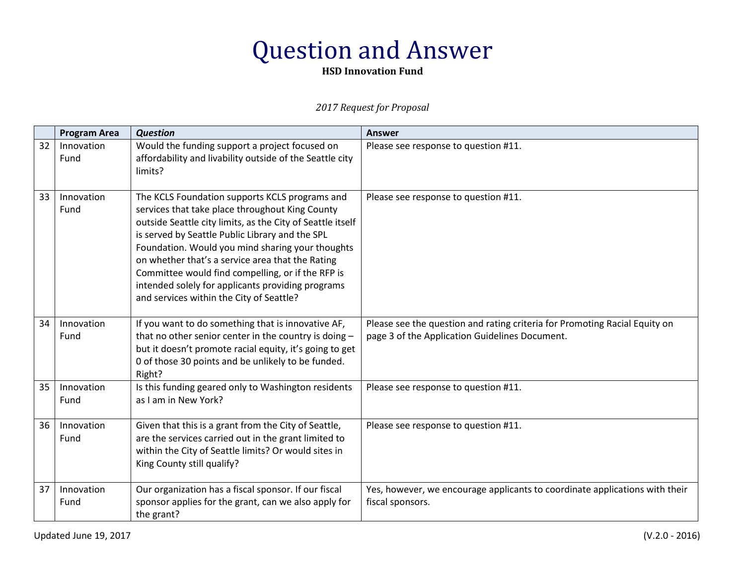# Question and Answer

**HSD Innovation Fund**

*2017 Request for Proposal*

| | Program Area | *Question* | Answer |
|---|---|---|---|
| 32 | Innovation Fund | Would the funding support a project focused on affordability and livability outside of the Seattle city limits? | Please see response to question #11. |
| 33 | Innovation Fund | The KCLS Foundation supports KCLS programs and services that take place throughout King County outside Seattle city limits, as the City of Seattle itself is served by Seattle Public Library and the SPL Foundation. Would you mind sharing your thoughts on whether that's a service area that the Rating Committee would find compelling, or if the RFP is intended solely for applicants providing programs and services within the City of Seattle? | Please see response to question #11. |
| 34 | Innovation Fund | If you want to do something that is innovative AF, that no other senior center in the country is doing – but it doesn't promote racial equity, it's going to get 0 of those 30 points and be unlikely to be funded. Right? | Please see the question and rating criteria for Promoting Racial Equity on page 3 of the Application Guidelines Document. |
| 35 | Innovation Fund | Is this funding geared only to Washington residents as I am in New York? | Please see response to question #11. |
| 36 | Innovation Fund | Given that this is a grant from the City of Seattle, are the services carried out in the grant limited to within the City of Seattle limits? Or would sites in King County still qualify? | Please see response to question #11. |
| 37 | Innovation Fund | Our organization has a fiscal sponsor. If our fiscal sponsor applies for the grant, can we also apply for the grant? | Yes, however, we encourage applicants to coordinate applications with their fiscal sponsors. |

Updated June 19, 2017 (V.2.0 - 2016)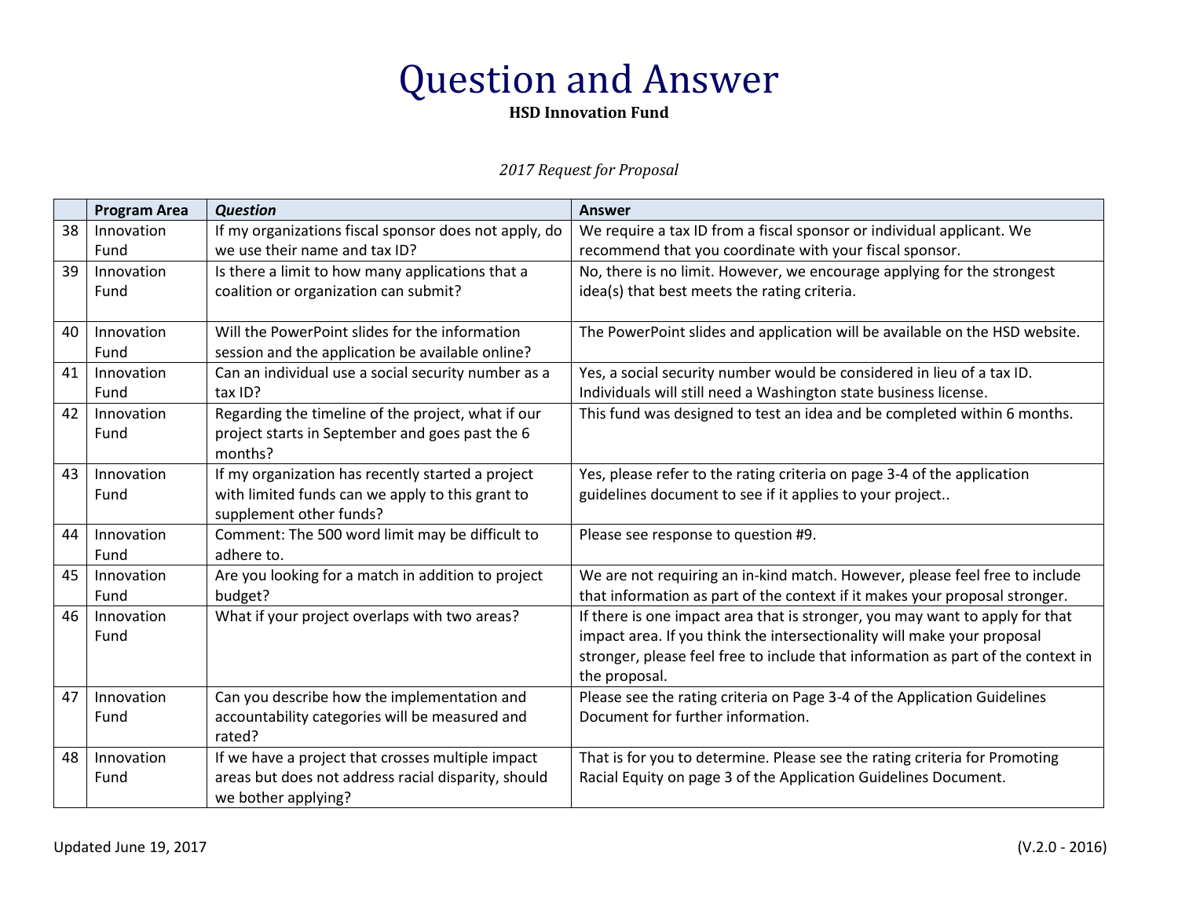# Question and Answer

**HSD Innovation Fund**

*2017 Request for Proposal*

| | Program Area | *Question* | Answer |
|---|---|---|---|
| 38 | Innovation Fund | If my organizations fiscal sponsor does not apply, do we use their name and tax ID? | We require a tax ID from a fiscal sponsor or individual applicant. We recommend that you coordinate with your fiscal sponsor. |
| 39 | Innovation Fund | Is there a limit to how many applications that a coalition or organization can submit? | No, there is no limit. However, we encourage applying for the strongest idea(s) that best meets the rating criteria. |
| 40 | Innovation Fund | Will the PowerPoint slides for the information session and the application be available online? | The PowerPoint slides and application will be available on the HSD website. |
| 41 | Innovation Fund | Can an individual use a social security number as a tax ID? | Yes, a social security number would be considered in lieu of a tax ID. Individuals will still need a Washington state business license. |
| 42 | Innovation Fund | Regarding the timeline of the project, what if our project starts in September and goes past the 6 months? | This fund was designed to test an idea and be completed within 6 months. |
| 43 | Innovation Fund | If my organization has recently started a project with limited funds can we apply to this grant to supplement other funds? | Yes, please refer to the rating criteria on page 3-4 of the application guidelines document to see if it applies to your project.. |
| 44 | Innovation Fund | Comment: The 500 word limit may be difficult to adhere to. | Please see response to question #9. |
| 45 | Innovation Fund | Are you looking for a match in addition to project budget? | We are not requiring an in-kind match. However, please feel free to include that information as part of the context if it makes your proposal stronger. |
| 46 | Innovation Fund | What if your project overlaps with two areas? | If there is one impact area that is stronger, you may want to apply for that impact area. If you think the intersectionality will make your proposal stronger, please feel free to include that information as part of the context in the proposal. |
| 47 | Innovation Fund | Can you describe how the implementation and accountability categories will be measured and rated? | Please see the rating criteria on Page 3-4 of the Application Guidelines Document for further information. |
| 48 | Innovation Fund | If we have a project that crosses multiple impact areas but does not address racial disparity, should we bother applying? | That is for you to determine. Please see the rating criteria for Promoting Racial Equity on page 3 of the Application Guidelines Document. |

Updated June 19, 2017 (V.2.0 - 2016)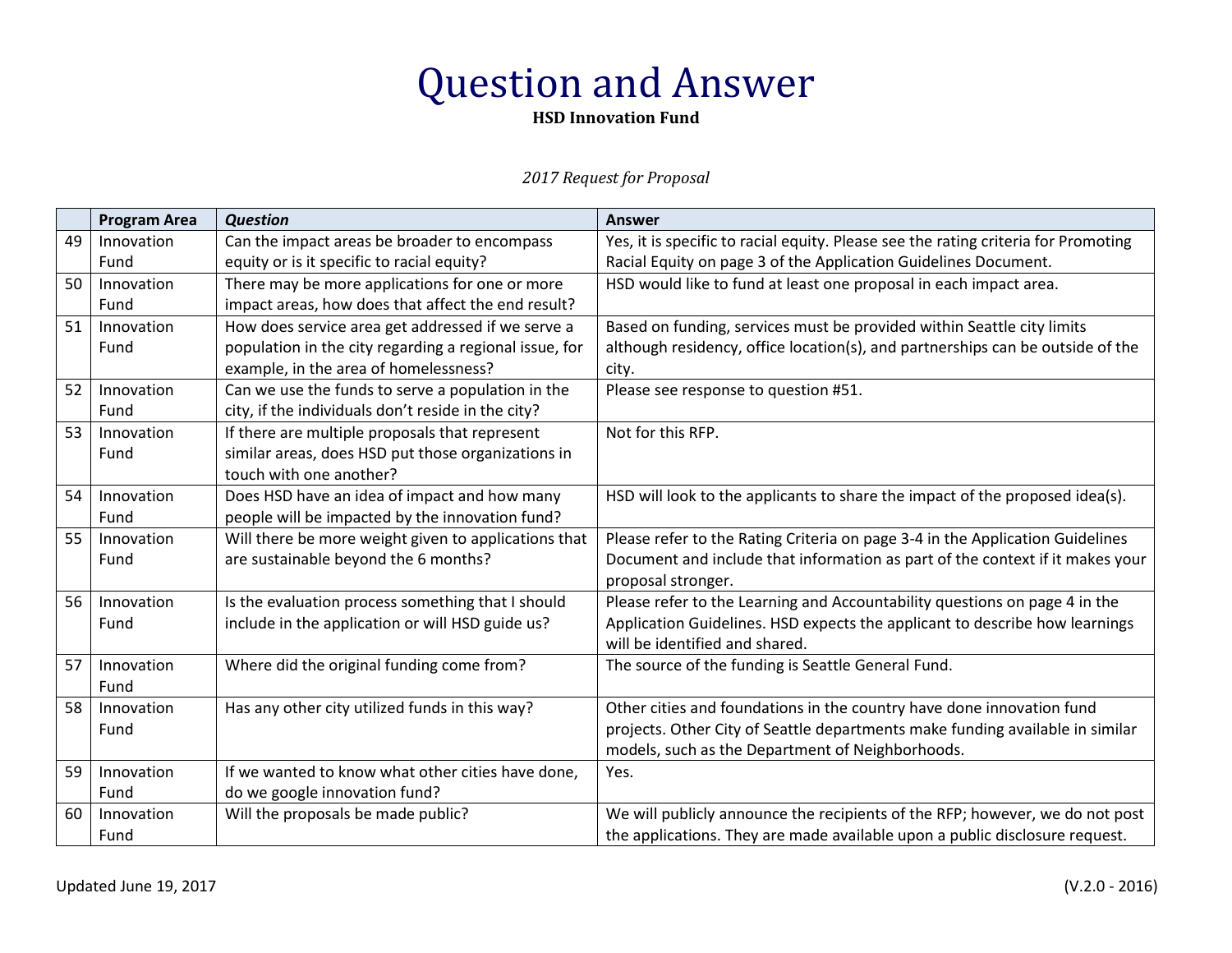# Question and Answer

**HSD Innovation Fund**

*2017 Request for Proposal*

| | Program Area | *Question* | Answer |
|---|---|---|---|
| 49 | Innovation Fund | Can the impact areas be broader to encompass equity or is it specific to racial equity? | Yes, it is specific to racial equity. Please see the rating criteria for Promoting Racial Equity on page 3 of the Application Guidelines Document. |
| 50 | Innovation Fund | There may be more applications for one or more impact areas, how does that affect the end result? | HSD would like to fund at least one proposal in each impact area. |
| 51 | Innovation Fund | How does service area get addressed if we serve a population in the city regarding a regional issue, for example, in the area of homelessness? | Based on funding, services must be provided within Seattle city limits although residency, office location(s), and partnerships can be outside of the city. |
| 52 | Innovation Fund | Can we use the funds to serve a population in the city, if the individuals don't reside in the city? | Please see response to question #51. |
| 53 | Innovation Fund | If there are multiple proposals that represent similar areas, does HSD put those organizations in touch with one another? | Not for this RFP. |
| 54 | Innovation Fund | Does HSD have an idea of impact and how many people will be impacted by the innovation fund? | HSD will look to the applicants to share the impact of the proposed idea(s). |
| 55 | Innovation Fund | Will there be more weight given to applications that are sustainable beyond the 6 months? | Please refer to the Rating Criteria on page 3-4 in the Application Guidelines Document and include that information as part of the context if it makes your proposal stronger. |
| 56 | Innovation Fund | Is the evaluation process something that I should include in the application or will HSD guide us? | Please refer to the Learning and Accountability questions on page 4 in the Application Guidelines. HSD expects the applicant to describe how learnings will be identified and shared. |
| 57 | Innovation Fund | Where did the original funding come from? | The source of the funding is Seattle General Fund. |
| 58 | Innovation Fund | Has any other city utilized funds in this way? | Other cities and foundations in the country have done innovation fund projects. Other City of Seattle departments make funding available in similar models, such as the Department of Neighborhoods. |
| 59 | Innovation Fund | If we wanted to know what other cities have done, do we google innovation fund? | Yes. |
| 60 | Innovation Fund | Will the proposals be made public? | We will publicly announce the recipients of the RFP; however, we do not post the applications. They are made available upon a public disclosure request. |

Updated June 19, 2017 (V.2.0 - 2016)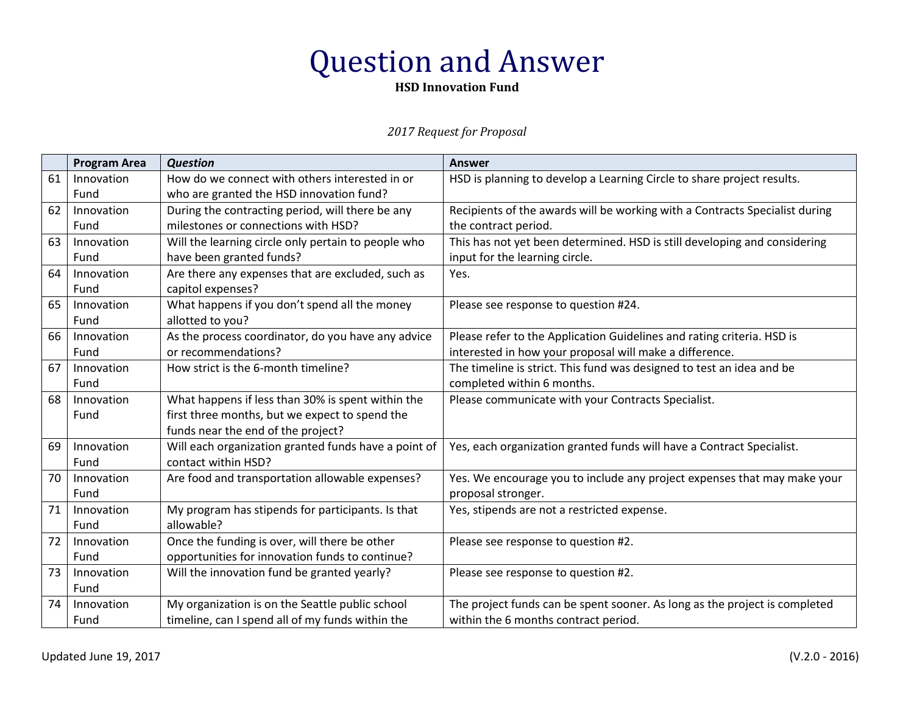# Question and Answer

**HSD Innovation Fund**

*2017 Request for Proposal*

| | Program Area | *Question* | Answer |
|---|---|---|---|
| 61 | Innovation Fund | How do we connect with others interested in or who are granted the HSD innovation fund? | HSD is planning to develop a Learning Circle to share project results. |
| 62 | Innovation Fund | During the contracting period, will there be any milestones or connections with HSD? | Recipients of the awards will be working with a Contracts Specialist during the contract period. |
| 63 | Innovation Fund | Will the learning circle only pertain to people who have been granted funds? | This has not yet been determined. HSD is still developing and considering input for the learning circle. |
| 64 | Innovation Fund | Are there any expenses that are excluded, such as capitol expenses? | Yes. |
| 65 | Innovation Fund | What happens if you don't spend all the money allotted to you? | Please see response to question #24. |
| 66 | Innovation Fund | As the process coordinator, do you have any advice or recommendations? | Please refer to the Application Guidelines and rating criteria. HSD is interested in how your proposal will make a difference. |
| 67 | Innovation Fund | How strict is the 6-month timeline? | The timeline is strict. This fund was designed to test an idea and be completed within 6 months. |
| 68 | Innovation Fund | What happens if less than 30% is spent within the first three months, but we expect to spend the funds near the end of the project? | Please communicate with your Contracts Specialist. |
| 69 | Innovation Fund | Will each organization granted funds have a point of contact within HSD? | Yes, each organization granted funds will have a Contract Specialist. |
| 70 | Innovation Fund | Are food and transportation allowable expenses? | Yes. We encourage you to include any project expenses that may make your proposal stronger. |
| 71 | Innovation Fund | My program has stipends for participants. Is that allowable? | Yes, stipends are not a restricted expense. |
| 72 | Innovation Fund | Once the funding is over, will there be other opportunities for innovation funds to continue? | Please see response to question #2. |
| 73 | Innovation Fund | Will the innovation fund be granted yearly? | Please see response to question #2. |
| 74 | Innovation Fund | My organization is on the Seattle public school timeline, can I spend all of my funds within the | The project funds can be spent sooner. As long as the project is completed within the 6 months contract period. |

Updated June 19, 2017 (V.2.0 - 2016)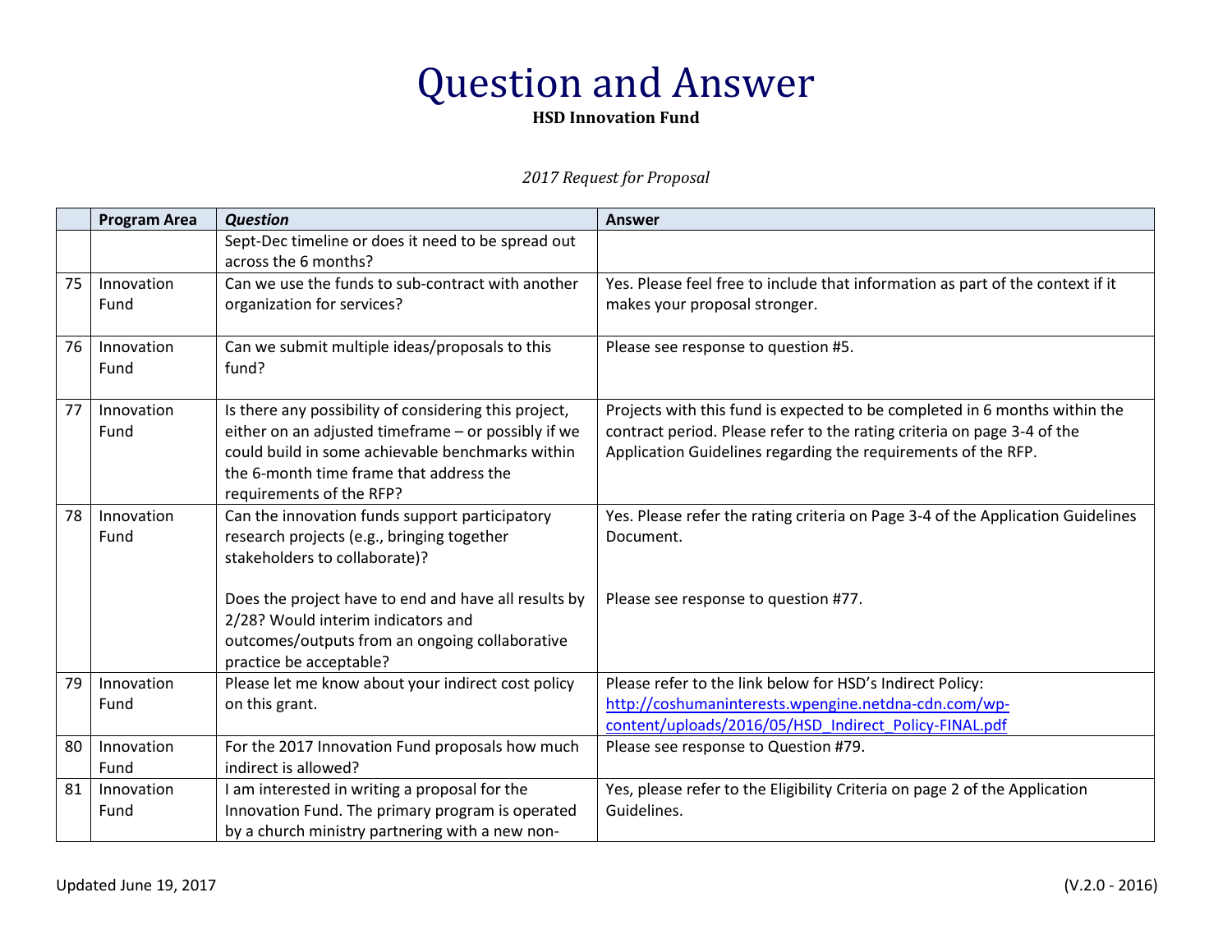# Question and Answer

**HSD Innovation Fund**

*2017 Request for Proposal*

| | Program Area | *Question* | Answer |
|---|---|---|---|
| | | Sept-Dec timeline or does it need to be spread out across the 6 months? | |
| 75 | Innovation Fund | Can we use the funds to sub-contract with another organization for services? | Yes. Please feel free to include that information as part of the context if it makes your proposal stronger. |
| 76 | Innovation Fund | Can we submit multiple ideas/proposals to this fund? | Please see response to question #5. |
| 77 | Innovation Fund | Is there any possibility of considering this project, either on an adjusted timeframe – or possibly if we could build in some achievable benchmarks within the 6-month time frame that address the requirements of the RFP? | Projects with this fund is expected to be completed in 6 months within the contract period. Please refer to the rating criteria on page 3-4 of the Application Guidelines regarding the requirements of the RFP. |
| 78 | Innovation Fund | Can the innovation funds support participatory research projects (e.g., bringing together stakeholders to collaborate)?<br><br>Does the project have to end and have all results by 2/28? Would interim indicators and outcomes/outputs from an ongoing collaborative practice be acceptable? | Yes. Please refer the rating criteria on Page 3-4 of the Application Guidelines Document.<br><br>Please see response to question #77. |
| 79 | Innovation Fund | Please let me know about your indirect cost policy on this grant. | Please refer to the link below for HSD's Indirect Policy: [http://coshumaninterests.wpengine.netdna-cdn.com/wp-content/uploads/2016/05/HSD_Indirect_Policy-FINAL.pdf](http://coshumaninterests.wpengine.netdna-cdn.com/wp-content/uploads/2016/05/HSD_Indirect_Policy-FINAL.pdf) |
| 80 | Innovation Fund | For the 2017 Innovation Fund proposals how much indirect is allowed? | Please see response to Question #79. |
| 81 | Innovation Fund | I am interested in writing a proposal for the Innovation Fund. The primary program is operated by a church ministry partnering with a new non- | Yes, please refer to the Eligibility Criteria on page 2 of the Application Guidelines. |

Updated June 19, 2017 (V.2.0 - 2016)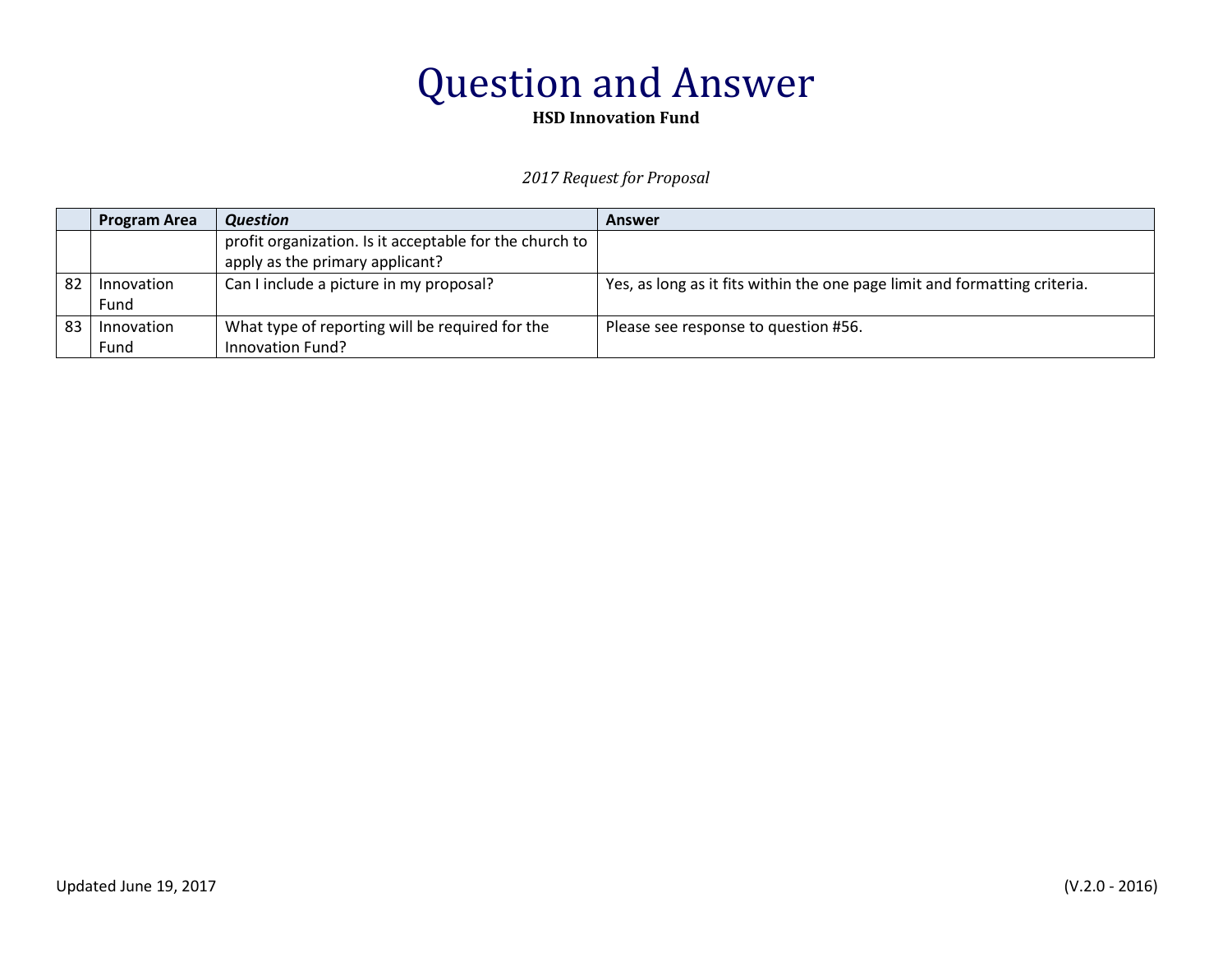# Question and Answer

**HSD Innovation Fund**

*2017 Request for Proposal*

| | Program Area | *Question* | Answer |
|---|---|---|---|
| | | profit organization. Is it acceptable for the church to apply as the primary applicant? | |
| 82 | Innovation Fund | Can I include a picture in my proposal? | Yes, as long as it fits within the one page limit and formatting criteria. |
| 83 | Innovation Fund | What type of reporting will be required for the Innovation Fund? | Please see response to question #56. |

Updated June 19, 2017 (V.2.0 - 2016)